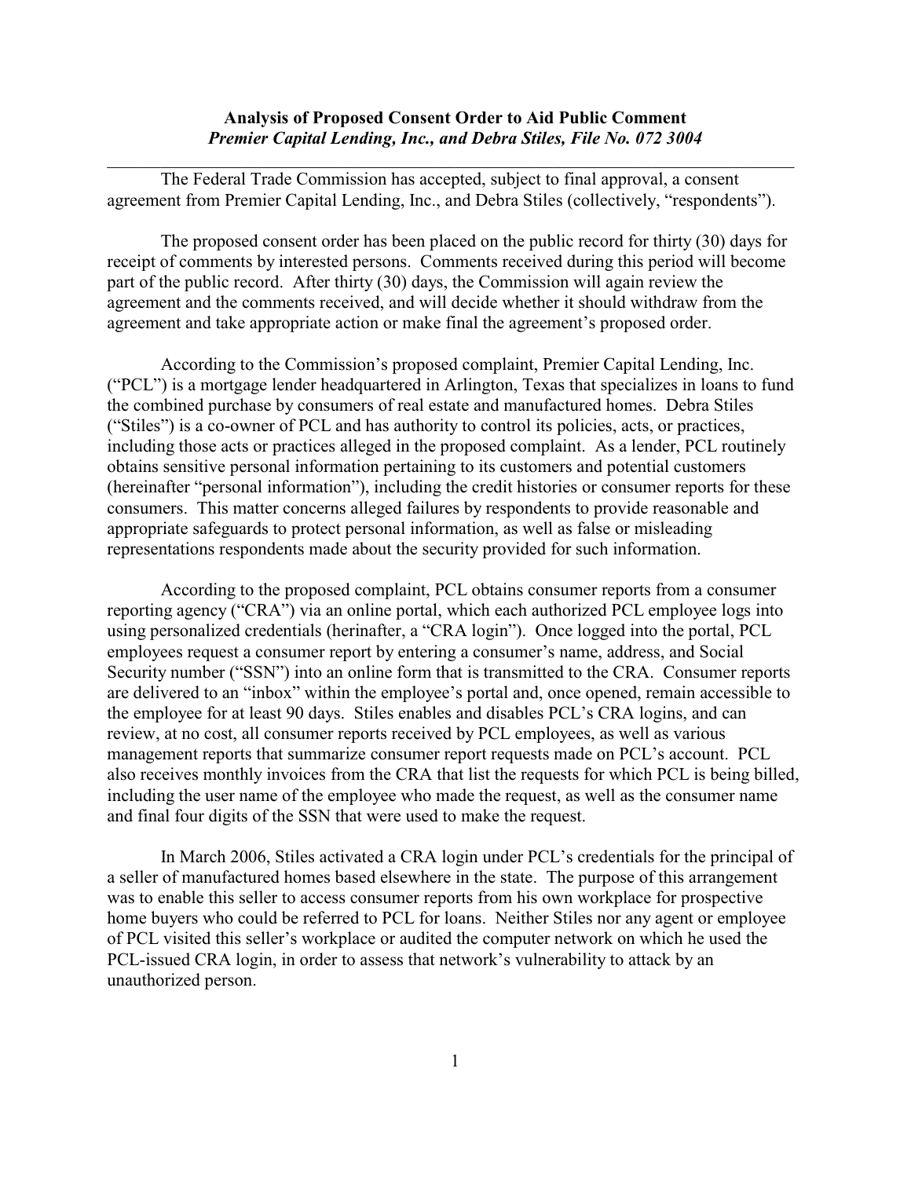**Analysis of Proposed Consent Order to Aid Public Comment**
***Premier Capital Lending, Inc., and Debra Stiles, File No. 072 3004***

---

The Federal Trade Commission has accepted, subject to final approval, a consent agreement from Premier Capital Lending, Inc., and Debra Stiles (collectively, "respondents").

The proposed consent order has been placed on the public record for thirty (30) days for receipt of comments by interested persons. Comments received during this period will become part of the public record. After thirty (30) days, the Commission will again review the agreement and the comments received, and will decide whether it should withdraw from the agreement and take appropriate action or make final the agreement's proposed order.

According to the Commission's proposed complaint, Premier Capital Lending, Inc. ("PCL") is a mortgage lender headquartered in Arlington, Texas that specializes in loans to fund the combined purchase by consumers of real estate and manufactured homes. Debra Stiles ("Stiles") is a co-owner of PCL and has authority to control its policies, acts, or practices, including those acts or practices alleged in the proposed complaint. As a lender, PCL routinely obtains sensitive personal information pertaining to its customers and potential customers (hereinafter "personal information"), including the credit histories or consumer reports for these consumers. This matter concerns alleged failures by respondents to provide reasonable and appropriate safeguards to protect personal information, as well as false or misleading representations respondents made about the security provided for such information.

According to the proposed complaint, PCL obtains consumer reports from a consumer reporting agency ("CRA") via an online portal, which each authorized PCL employee logs into using personalized credentials (herinafter, a "CRA login"). Once logged into the portal, PCL employees request a consumer report by entering a consumer's name, address, and Social Security number ("SSN") into an online form that is transmitted to the CRA. Consumer reports are delivered to an "inbox" within the employee's portal and, once opened, remain accessible to the employee for at least 90 days. Stiles enables and disables PCL's CRA logins, and can review, at no cost, all consumer reports received by PCL employees, as well as various management reports that summarize consumer report requests made on PCL's account. PCL also receives monthly invoices from the CRA that list the requests for which PCL is being billed, including the user name of the employee who made the request, as well as the consumer name and final four digits of the SSN that were used to make the request.

In March 2006, Stiles activated a CRA login under PCL's credentials for the principal of a seller of manufactured homes based elsewhere in the state. The purpose of this arrangement was to enable this seller to access consumer reports from his own workplace for prospective home buyers who could be referred to PCL for loans. Neither Stiles nor any agent or employee of PCL visited this seller's workplace or audited the computer network on which he used the PCL-issued CRA login, in order to assess that network's vulnerability to attack by an unauthorized person.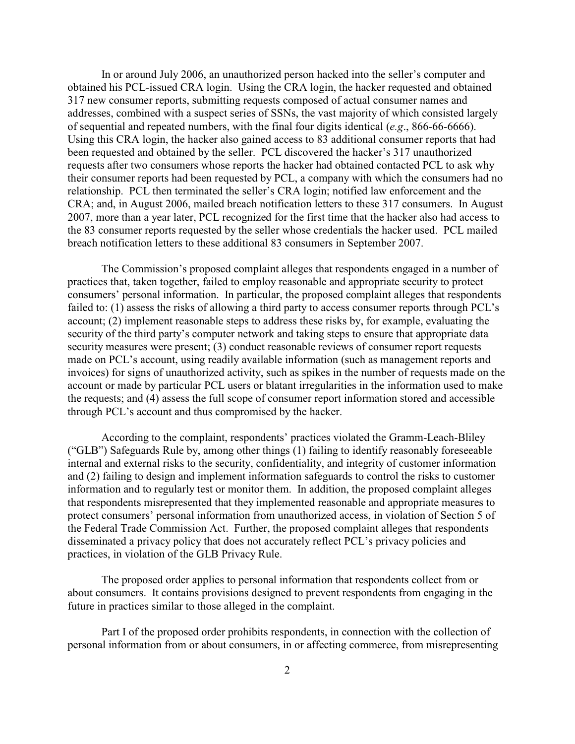In or around July 2006, an unauthorized person hacked into the seller's computer and obtained his PCL-issued CRA login. Using the CRA login, the hacker requested and obtained 317 new consumer reports, submitting requests composed of actual consumer names and addresses, combined with a suspect series of SSNs, the vast majority of which consisted largely of sequential and repeated numbers, with the final four digits identical (*e.g*., 866-66-6666). Using this CRA login, the hacker also gained access to 83 additional consumer reports that had been requested and obtained by the seller. PCL discovered the hacker's 317 unauthorized requests after two consumers whose reports the hacker had obtained contacted PCL to ask why their consumer reports had been requested by PCL, a company with which the consumers had no relationship. PCL then terminated the seller's CRA login; notified law enforcement and the CRA; and, in August 2006, mailed breach notification letters to these 317 consumers. In August 2007, more than a year later, PCL recognized for the first time that the hacker also had access to the 83 consumer reports requested by the seller whose credentials the hacker used. PCL mailed breach notification letters to these additional 83 consumers in September 2007.

The Commission's proposed complaint alleges that respondents engaged in a number of practices that, taken together, failed to employ reasonable and appropriate security to protect consumers' personal information. In particular, the proposed complaint alleges that respondents failed to: (1) assess the risks of allowing a third party to access consumer reports through PCL's account; (2) implement reasonable steps to address these risks by, for example, evaluating the security of the third party's computer network and taking steps to ensure that appropriate data security measures were present; (3) conduct reasonable reviews of consumer report requests made on PCL's account, using readily available information (such as management reports and invoices) for signs of unauthorized activity, such as spikes in the number of requests made on the account or made by particular PCL users or blatant irregularities in the information used to make the requests; and (4) assess the full scope of consumer report information stored and accessible through PCL's account and thus compromised by the hacker.

According to the complaint, respondents' practices violated the Gramm-Leach-Bliley ("GLB") Safeguards Rule by, among other things (1) failing to identify reasonably foreseeable internal and external risks to the security, confidentiality, and integrity of customer information and (2) failing to design and implement information safeguards to control the risks to customer information and to regularly test or monitor them. In addition, the proposed complaint alleges that respondents misrepresented that they implemented reasonable and appropriate measures to protect consumers' personal information from unauthorized access, in violation of Section 5 of the Federal Trade Commission Act. Further, the proposed complaint alleges that respondents disseminated a privacy policy that does not accurately reflect PCL's privacy policies and practices, in violation of the GLB Privacy Rule.

The proposed order applies to personal information that respondents collect from or about consumers. It contains provisions designed to prevent respondents from engaging in the future in practices similar to those alleged in the complaint.

Part I of the proposed order prohibits respondents, in connection with the collection of personal information from or about consumers, in or affecting commerce, from misrepresenting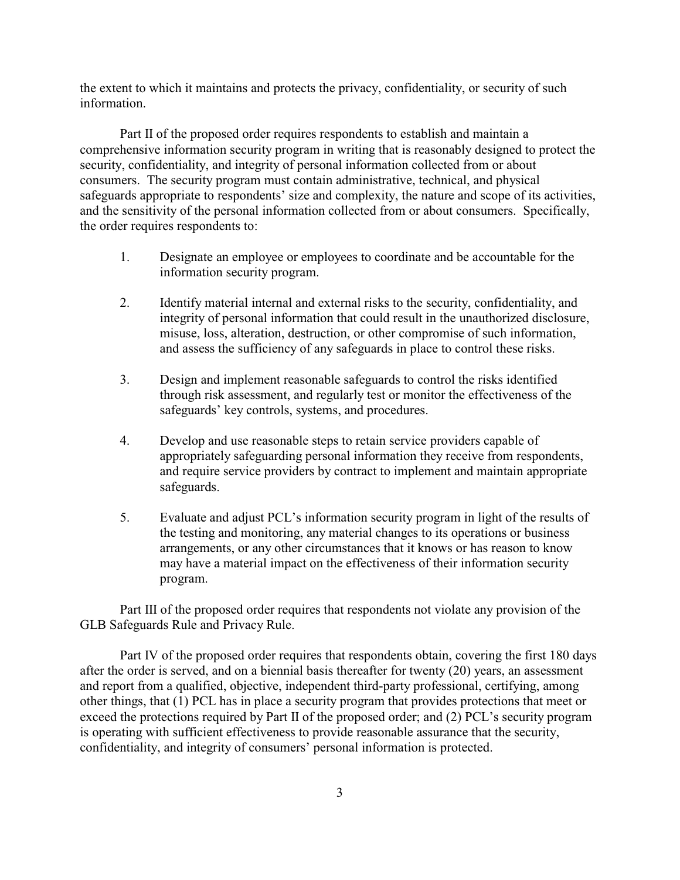the extent to which it maintains and protects the privacy, confidentiality, or security of such information.

Part II of the proposed order requires respondents to establish and maintain a comprehensive information security program in writing that is reasonably designed to protect the security, confidentiality, and integrity of personal information collected from or about consumers. The security program must contain administrative, technical, and physical safeguards appropriate to respondents' size and complexity, the nature and scope of its activities, and the sensitivity of the personal information collected from or about consumers. Specifically, the order requires respondents to:

1. Designate an employee or employees to coordinate and be accountable for the information security program.

2. Identify material internal and external risks to the security, confidentiality, and integrity of personal information that could result in the unauthorized disclosure, misuse, loss, alteration, destruction, or other compromise of such information, and assess the sufficiency of any safeguards in place to control these risks.

3. Design and implement reasonable safeguards to control the risks identified through risk assessment, and regularly test or monitor the effectiveness of the safeguards' key controls, systems, and procedures.

4. Develop and use reasonable steps to retain service providers capable of appropriately safeguarding personal information they receive from respondents, and require service providers by contract to implement and maintain appropriate safeguards.

5. Evaluate and adjust PCL's information security program in light of the results of the testing and monitoring, any material changes to its operations or business arrangements, or any other circumstances that it knows or has reason to know may have a material impact on the effectiveness of their information security program.

Part III of the proposed order requires that respondents not violate any provision of the GLB Safeguards Rule and Privacy Rule.

Part IV of the proposed order requires that respondents obtain, covering the first 180 days after the order is served, and on a biennial basis thereafter for twenty (20) years, an assessment and report from a qualified, objective, independent third-party professional, certifying, among other things, that (1) PCL has in place a security program that provides protections that meet or exceed the protections required by Part II of the proposed order; and (2) PCL's security program is operating with sufficient effectiveness to provide reasonable assurance that the security, confidentiality, and integrity of consumers' personal information is protected.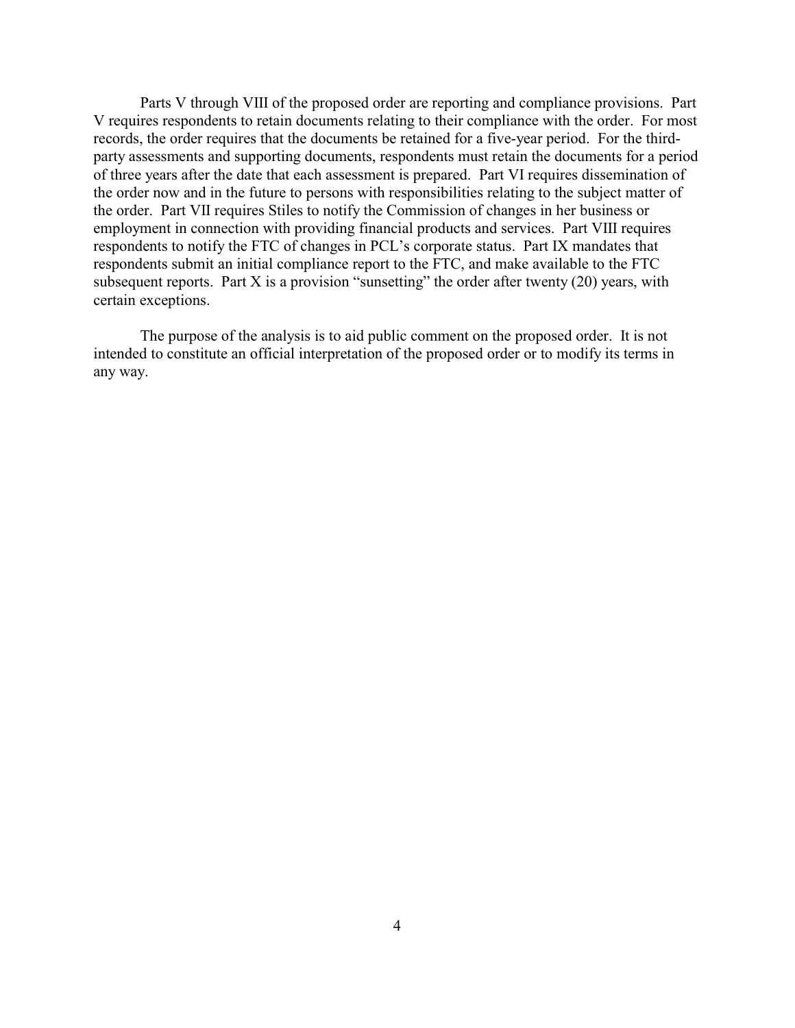Parts V through VIII of the proposed order are reporting and compliance provisions. Part V requires respondents to retain documents relating to their compliance with the order. For most records, the order requires that the documents be retained for a five-year period. For the third-party assessments and supporting documents, respondents must retain the documents for a period of three years after the date that each assessment is prepared. Part VI requires dissemination of the order now and in the future to persons with responsibilities relating to the subject matter of the order. Part VII requires Stiles to notify the Commission of changes in her business or employment in connection with providing financial products and services. Part VIII requires respondents to notify the FTC of changes in PCL's corporate status. Part IX mandates that respondents submit an initial compliance report to the FTC, and make available to the FTC subsequent reports. Part X is a provision "sunsetting" the order after twenty (20) years, with certain exceptions.

The purpose of the analysis is to aid public comment on the proposed order. It is not intended to constitute an official interpretation of the proposed order or to modify its terms in any way.